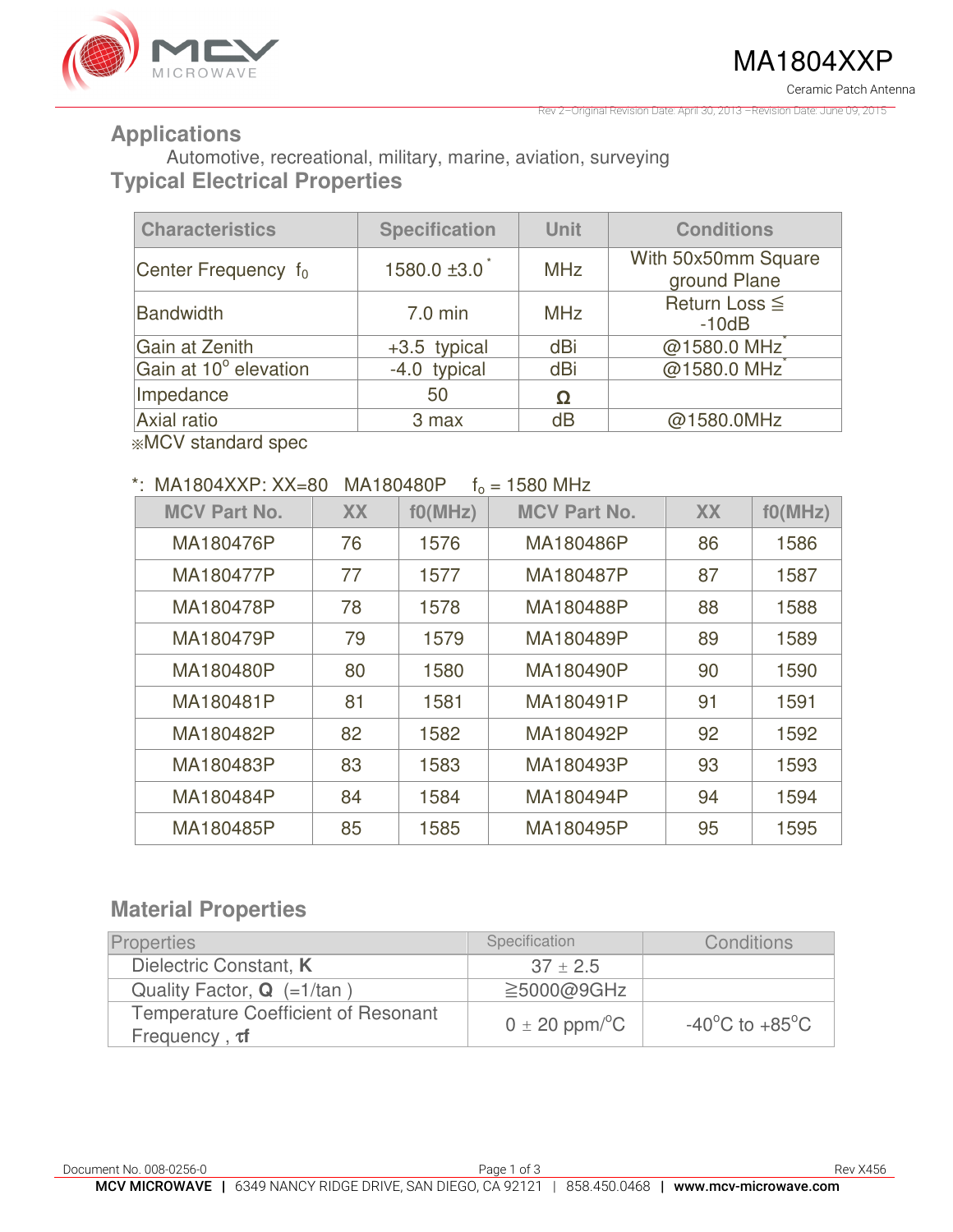# MA1804XXP

Ceramic Patch Antenna

Rev 2–Original Revision Date: April 30, 2013 –Revision Date: June 09, 2015

## Applications

Automotive, recreational, military, marine, aviation, surveying

## Typical Electrical Properties

| Characteristics | Specification | Unit | Conditions |
|---|---|---|---|
| Center Frequency $f_0$ | 1580.0 ±3.0 * | MHz | With 50x50mm Square ground Plane |
| Bandwidth | 7.0 min | MHz | Return Loss ≦ -10dB |
| Gain at Zenith | +3.5 typical | dBi | @1580.0 MHz* |
| Gain at 10° elevation | -4.0 typical | dBi | @1580.0 MHz* |
| Impedance | 50 | Ω | |
| Axial ratio | 3 max | dB | @1580.0MHz |

※MCV standard spec

*: MA1804XXP: XX=80 MA180480P $f_o$ = 1580 MHz

| MCV Part No. | XX | f0(MHz) | MCV Part No. | XX | f0(MHz) |
|---|---|---|---|---|---|
| MA180476P | 76 | 1576 | MA180486P | 86 | 1586 |
| MA180477P | 77 | 1577 | MA180487P | 87 | 1587 |
| MA180478P | 78 | 1578 | MA180488P | 88 | 1588 |
| MA180479P | 79 | 1579 | MA180489P | 89 | 1589 |
| MA180480P | 80 | 1580 | MA180490P | 90 | 1590 |
| MA180481P | 81 | 1581 | MA180491P | 91 | 1591 |
| MA180482P | 82 | 1582 | MA180492P | 92 | 1592 |
| MA180483P | 83 | 1583 | MA180493P | 93 | 1593 |
| MA180484P | 84 | 1584 | MA180494P | 94 | 1594 |
| MA180485P | 85 | 1585 | MA180495P | 95 | 1595 |

## Material Properties

| Properties | Specification | Conditions |
|---|---|---|
| Dielectric Constant, **K** | 37 ± 2.5 | |
| Quality Factor, **Q** (=1/tan ) | ≧5000@9GHz | |
| Temperature Coefficient of Resonant Frequency , **τf** | 0 ± 20 ppm/°C | -40°C to +85°C |

Document No. 008-0256-0

Rev X456

**MCV MICROWAVE** | 6349 NANCY RIDGE DRIVE, SAN DIEGO, CA 92121 | 858.450.0468 | **www.mcv-microwave.com**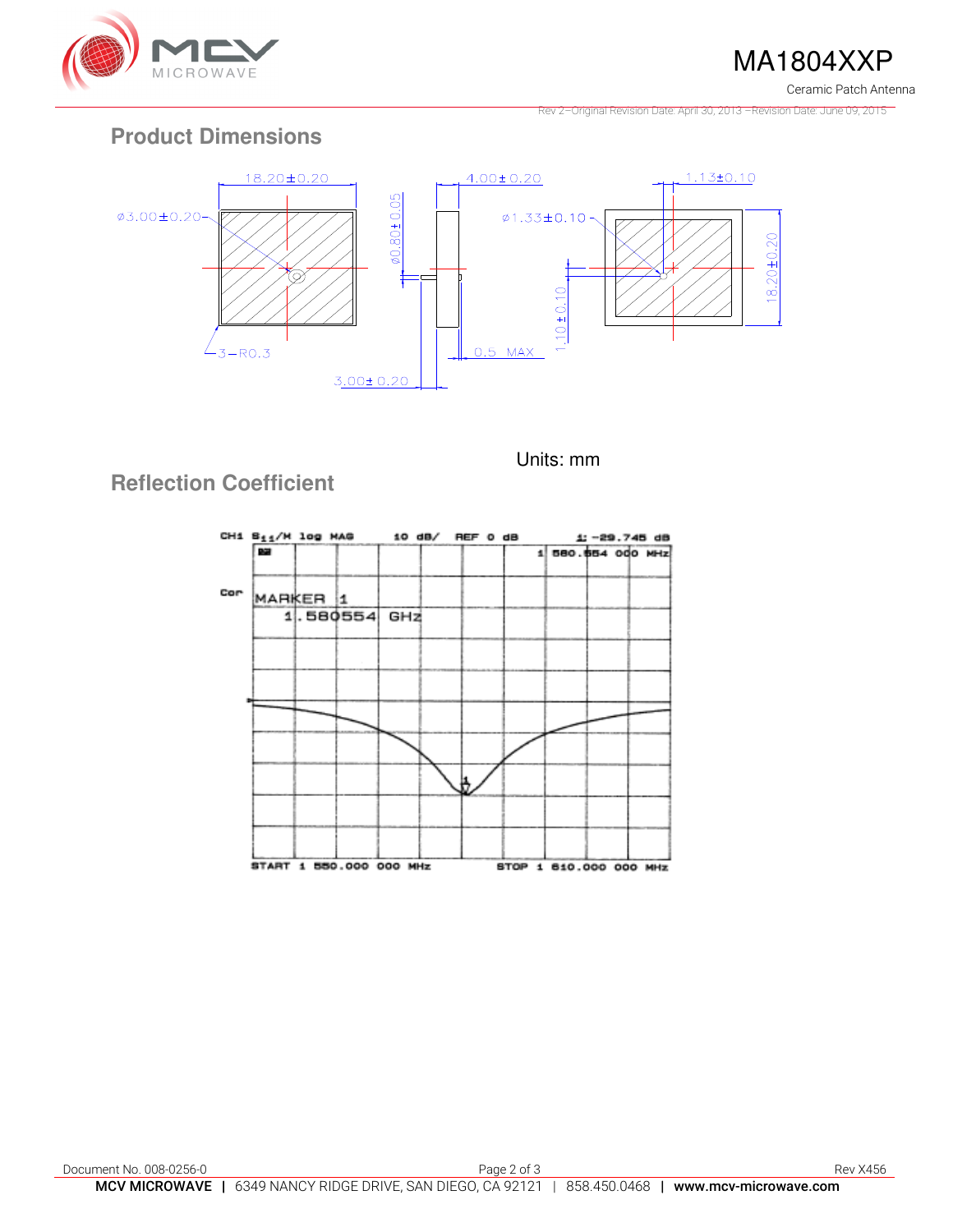## Product Dimensions

Units: mm

## Reflection Coefficient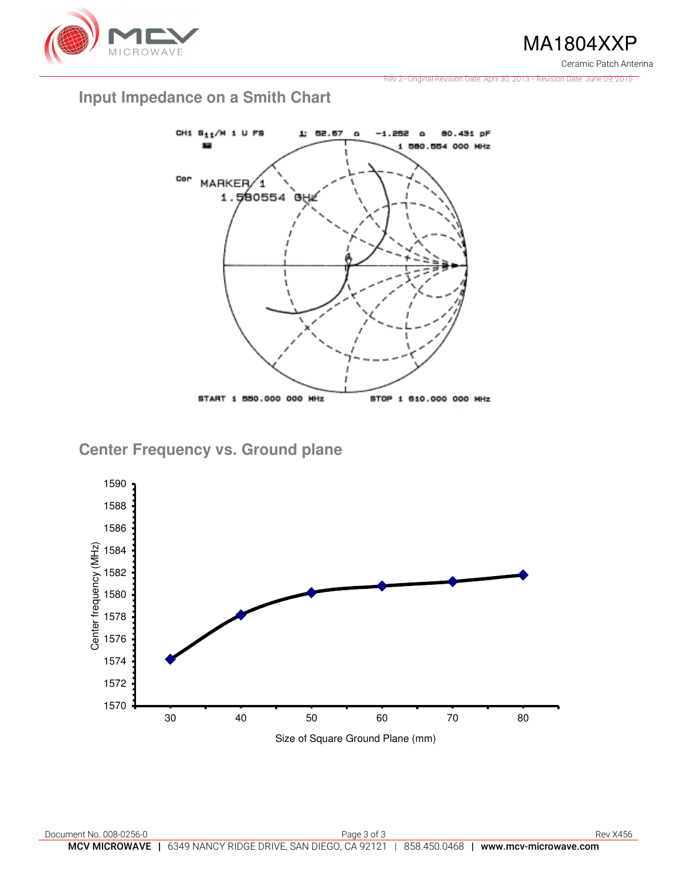## Input Impedance on a Smith Chart

CH1 S11/M 1 U FS 1: 52.67 Ω -1.252 Ω 80.431 pF

1 580.554 000 MHz

Cor

MARKER 1

1.580554 GHz

START 1 550.000 000 MHz

STOP 1 610.000 000 MHz

## Center Frequency vs. Ground plane

Center frequency (MHz)

1590

1588

1586

1584

1582

1580

1578

1576

1574

1572

1570

30

40

50

60

70

80

Size of Square Ground Plane (mm)

Document No. 008-0256-0

Rev X456

**MCV MICROWAVE** | 6349 NANCY RIDGE DRIVE, SAN DIEGO, CA 92121 | 858.450.0468 | **www.mcv-microwave.com**